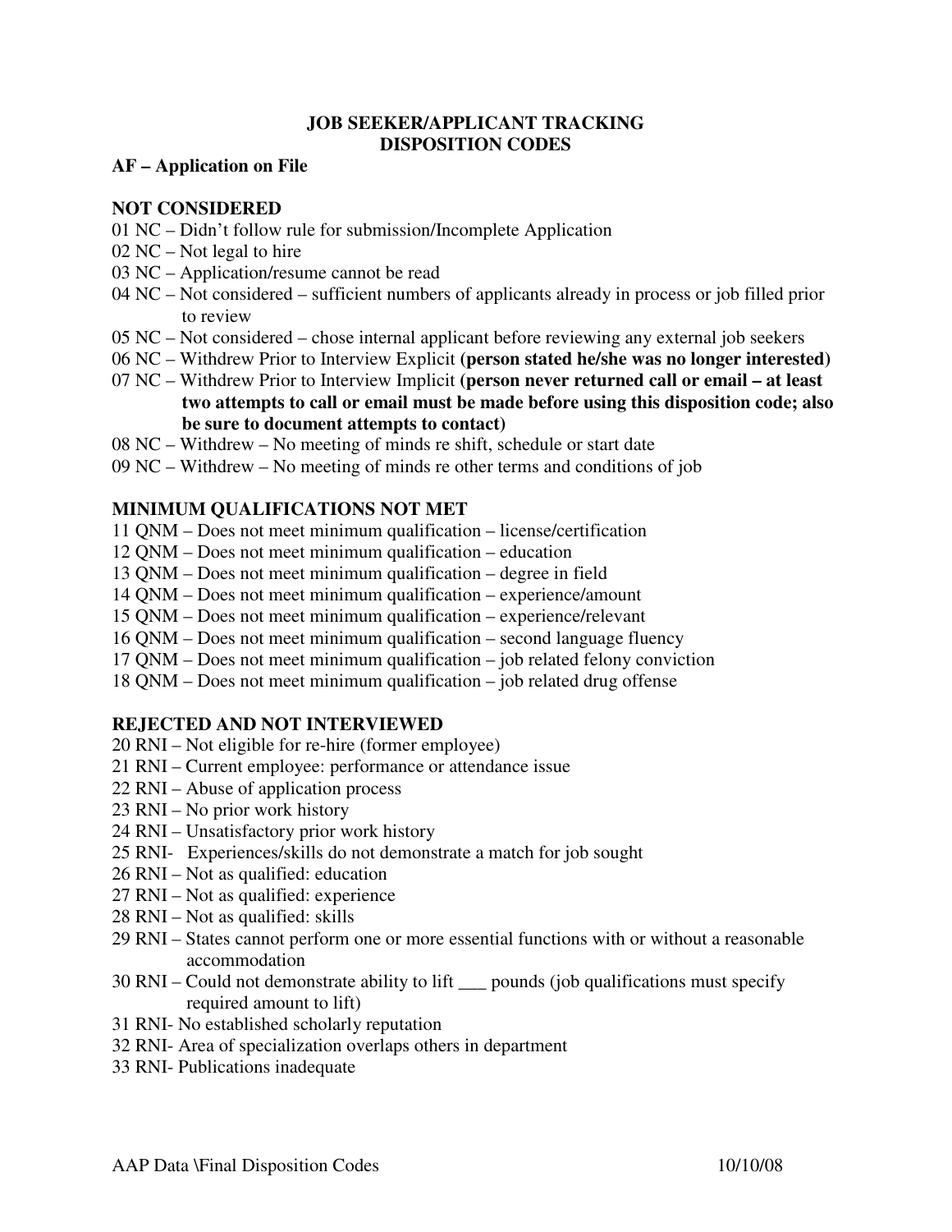# JOB SEEKER/APPLICANT TRACKING DISPOSITION CODES

**AF – Application on File**

## NOT CONSIDERED

01 NC – Didn't follow rule for submission/Incomplete Application

02 NC – Not legal to hire

03 NC – Application/resume cannot be read

04 NC – Not considered – sufficient numbers of applicants already in process or job filled prior to review

05 NC – Not considered – chose internal applicant before reviewing any external job seekers

06 NC – Withdrew Prior to Interview Explicit **(person stated he/she was no longer interested)**

07 NC – Withdrew Prior to Interview Implicit **(person never returned call or email – at least two attempts to call or email must be made before using this disposition code; also be sure to document attempts to contact)**

08 NC – Withdrew – No meeting of minds re shift, schedule or start date

09 NC – Withdrew – No meeting of minds re other terms and conditions of job

## MINIMUM QUALIFICATIONS NOT MET

11 QNM – Does not meet minimum qualification – license/certification

12 QNM – Does not meet minimum qualification – education

13 QNM – Does not meet minimum qualification – degree in field

14 QNM – Does not meet minimum qualification – experience/amount

15 QNM – Does not meet minimum qualification – experience/relevant

16 QNM – Does not meet minimum qualification – second language fluency

17 QNM – Does not meet minimum qualification – job related felony conviction

18 QNM – Does not meet minimum qualification – job related drug offense

## REJECTED AND NOT INTERVIEWED

20 RNI – Not eligible for re-hire (former employee)

21 RNI – Current employee: performance or attendance issue

22 RNI – Abuse of application process

23 RNI – No prior work history

24 RNI – Unsatisfactory prior work history

25 RNI- Experiences/skills do not demonstrate a match for job sought

26 RNI – Not as qualified: education

27 RNI – Not as qualified: experience

28 RNI – Not as qualified: skills

29 RNI – States cannot perform one or more essential functions with or without a reasonable accommodation

30 RNI – Could not demonstrate ability to lift ___ pounds (job qualifications must specify required amount to lift)

31 RNI- No established scholarly reputation

32 RNI- Area of specialization overlaps others in department

33 RNI- Publications inadequate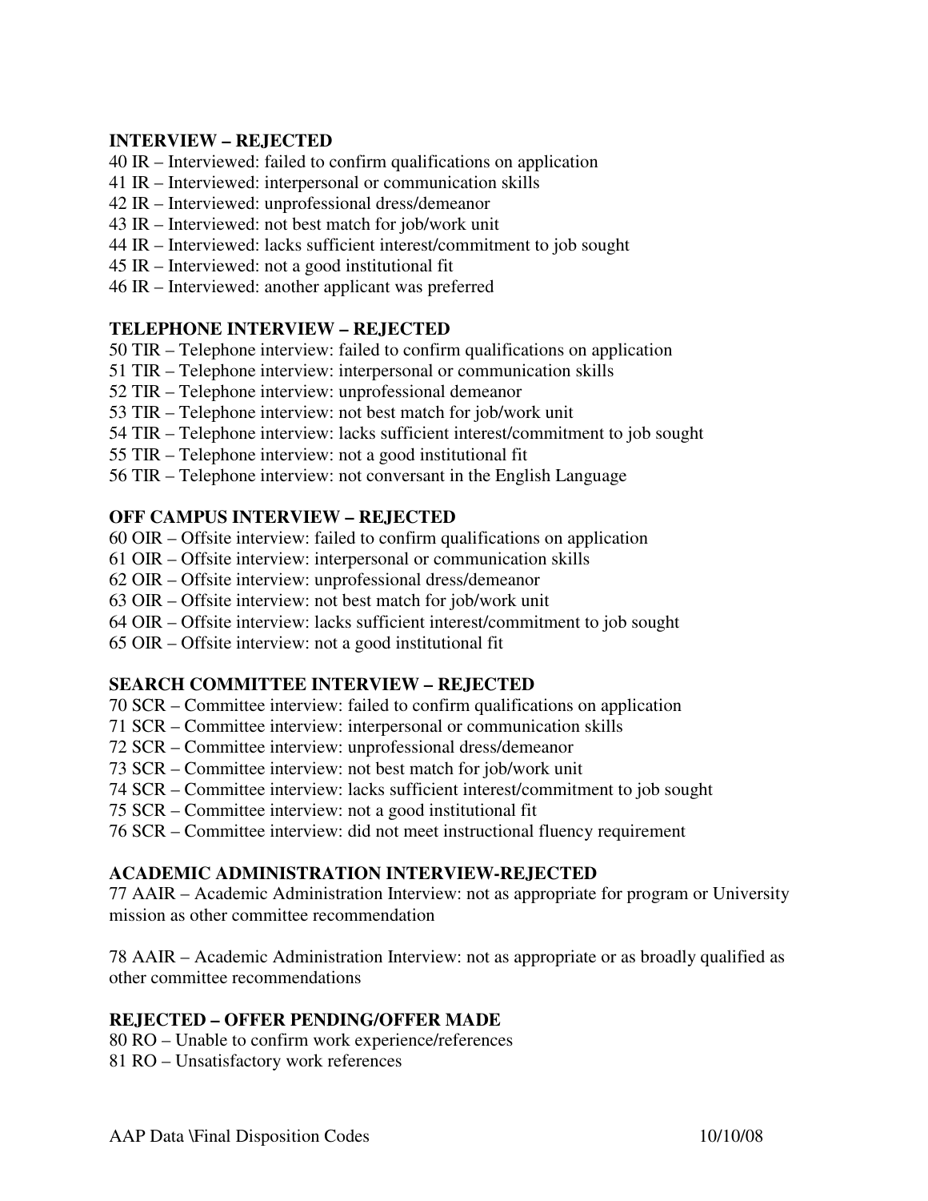**INTERVIEW – REJECTED**

40 IR – Interviewed: failed to confirm qualifications on application
41 IR – Interviewed: interpersonal or communication skills
42 IR – Interviewed: unprofessional dress/demeanor
43 IR – Interviewed: not best match for job/work unit
44 IR – Interviewed: lacks sufficient interest/commitment to job sought
45 IR – Interviewed: not a good institutional fit
46 IR – Interviewed: another applicant was preferred

**TELEPHONE INTERVIEW – REJECTED**

50 TIR – Telephone interview: failed to confirm qualifications on application
51 TIR – Telephone interview: interpersonal or communication skills
52 TIR – Telephone interview: unprofessional demeanor
53 TIR – Telephone interview: not best match for job/work unit
54 TIR – Telephone interview: lacks sufficient interest/commitment to job sought
55 TIR – Telephone interview: not a good institutional fit
56 TIR – Telephone interview: not conversant in the English Language

**OFF CAMPUS INTERVIEW – REJECTED**

60 OIR – Offsite interview: failed to confirm qualifications on application
61 OIR – Offsite interview: interpersonal or communication skills
62 OIR – Offsite interview: unprofessional dress/demeanor
63 OIR – Offsite interview: not best match for job/work unit
64 OIR – Offsite interview: lacks sufficient interest/commitment to job sought
65 OIR – Offsite interview: not a good institutional fit

**SEARCH COMMITTEE INTERVIEW – REJECTED**

70 SCR – Committee interview: failed to confirm qualifications on application
71 SCR – Committee interview: interpersonal or communication skills
72 SCR – Committee interview: unprofessional dress/demeanor
73 SCR – Committee interview: not best match for job/work unit
74 SCR – Committee interview: lacks sufficient interest/commitment to job sought
75 SCR – Committee interview: not a good institutional fit
76 SCR – Committee interview: did not meet instructional fluency requirement

**ACADEMIC ADMINISTRATION INTERVIEW-REJECTED**

77 AAIR – Academic Administration Interview: not as appropriate for program or University mission as other committee recommendation

78 AAIR – Academic Administration Interview: not as appropriate or as broadly qualified as other committee recommendations

**REJECTED – OFFER PENDING/OFFER MADE**

80 RO – Unable to confirm work experience/references
81 RO – Unsatisfactory work references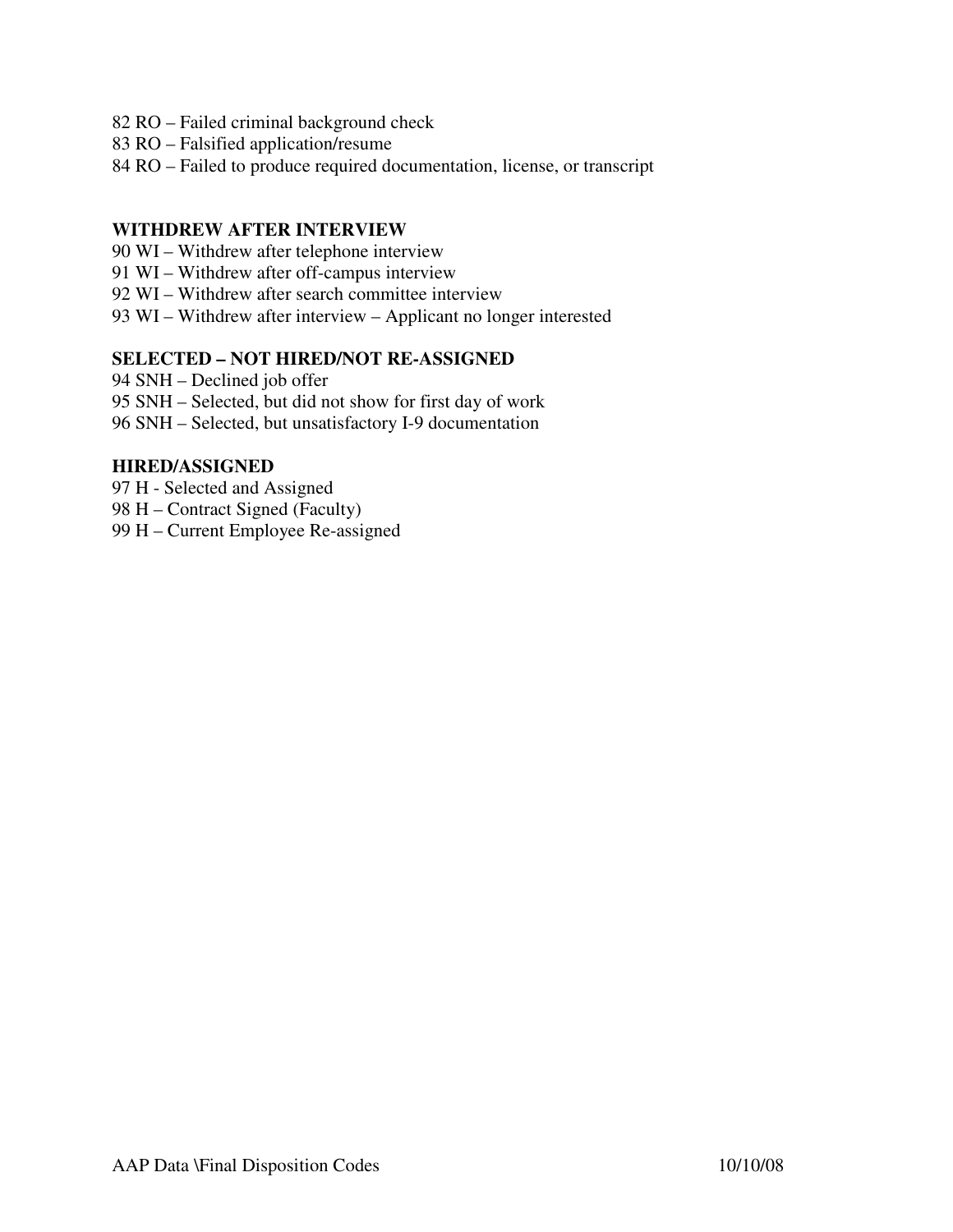82 RO – Failed criminal background check
83 RO – Falsified application/resume
84 RO – Failed to produce required documentation, license, or transcript

**WITHDREW AFTER INTERVIEW**
90 WI – Withdrew after telephone interview
91 WI – Withdrew after off-campus interview
92 WI – Withdrew after search committee interview
93 WI – Withdrew after interview – Applicant no longer interested

**SELECTED – NOT HIRED/NOT RE-ASSIGNED**
94 SNH – Declined job offer
95 SNH – Selected, but did not show for first day of work
96 SNH – Selected, but unsatisfactory I-9 documentation

**HIRED/ASSIGNED**
97 H - Selected and Assigned
98 H – Contract Signed (Faculty)
99 H – Current Employee Re-assigned